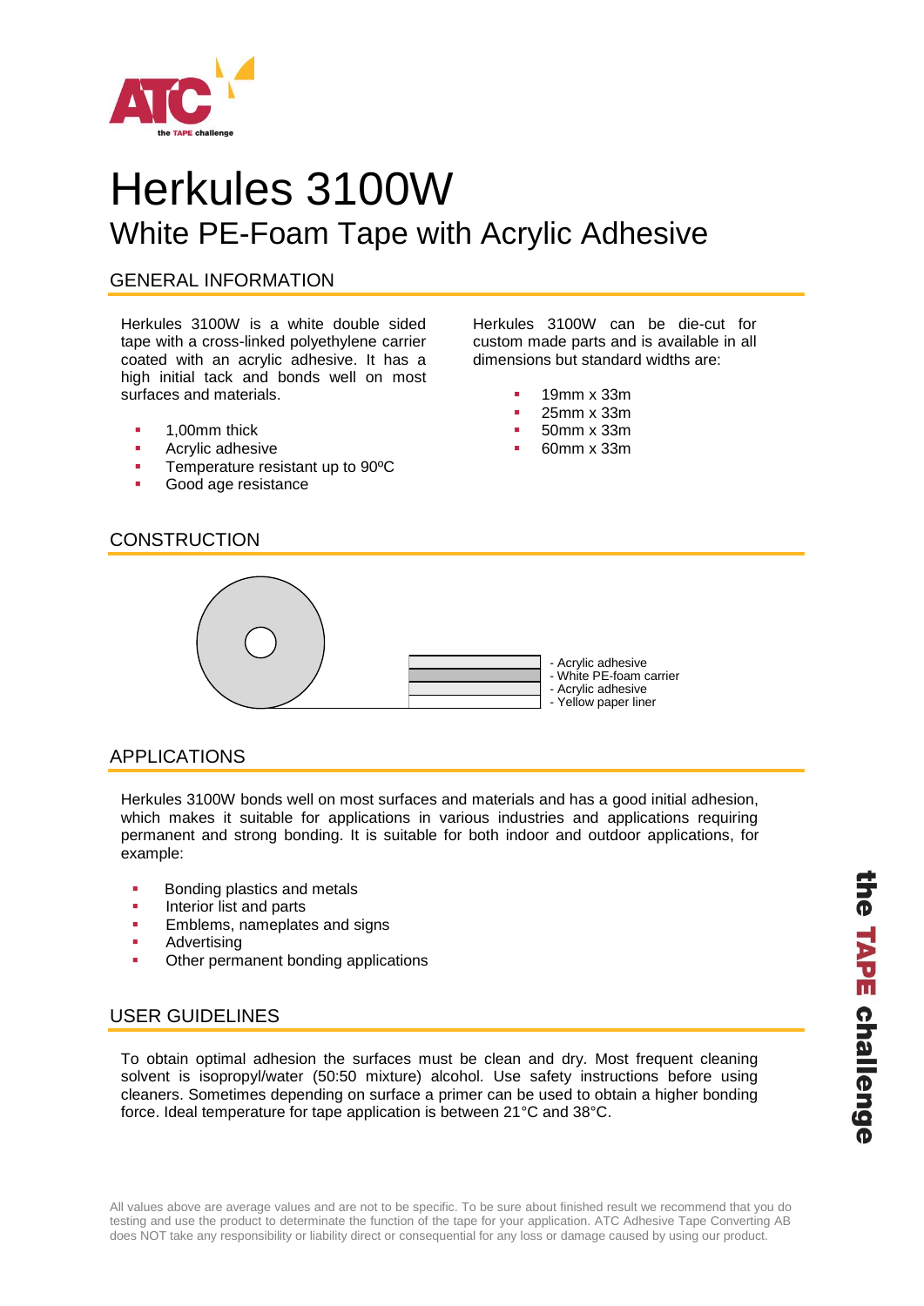# Herkules 3100W

## White PE-Foam Tape with Acrylic Adhesive

### GENERAL INFORMATION

Herkules 3100W is a white double sided tape with a cross-linked polyethylene carrier coated with an acrylic adhesive. It has a high initial tack and bonds well on most surfaces and materials.

- 1,00mm thick
- Acrylic adhesive
- Temperature resistant up to 90ºC
- Good age resistance

Herkules 3100W can be die-cut for custom made parts and is available in all dimensions but standard widths are:

- 19mm x 33m
- 25mm x 33m
- 50mm x 33m
- 60mm x 33m

### CONSTRUCTION

- Acrylic adhesive
- White PE-foam carrier
- Acrylic adhesive
- Yellow paper liner

### APPLICATIONS

Herkules 3100W bonds well on most surfaces and materials and has a good initial adhesion, which makes it suitable for applications in various industries and applications requiring permanent and strong bonding. It is suitable for both indoor and outdoor applications, for example:

- Bonding plastics and metals
- Interior list and parts
- Emblems, nameplates and signs
- Advertising
- Other permanent bonding applications

### USER GUIDELINES

To obtain optimal adhesion the surfaces must be clean and dry. Most frequent cleaning solvent is isopropyl/water (50:50 mixture) alcohol. Use safety instructions before using cleaners. Sometimes depending on surface a primer can be used to obtain a higher bonding force. Ideal temperature for tape application is between 21°C and 38°C.

All values above are average values and are not to be specific. To be sure about finished result we recommend that you do testing and use the product to determinate the function of the tape for your application. ATC Adhesive Tape Converting AB does NOT take any responsibility or liability direct or consequential for any loss or damage caused by using our product.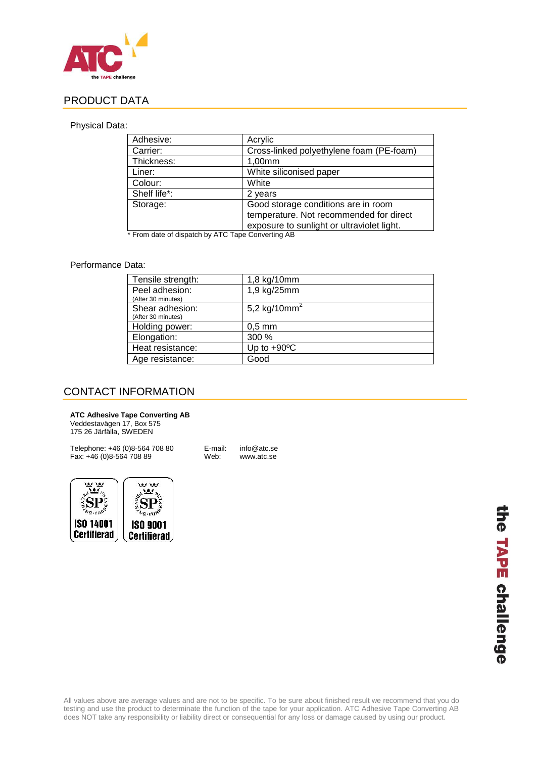## PRODUCT DATA

Physical Data:

| | |
|---|---|
| Adhesive: | Acrylic |
| Carrier: | Cross-linked polyethylene foam (PE-foam) |
| Thickness: | 1,00mm |
| Liner: | White siliconised paper |
| Colour: | White |
| Shelf life*: | 2 years |
| Storage: | Good storage conditions are in room temperature. Not recommended for direct exposure to sunlight or ultraviolet light. |

* From date of dispatch by ATC Tape Converting AB

Performance Data:

| | |
|---|---|
| Tensile strength: | 1,8 kg/10mm |
| Peel adhesion: (After 30 minutes) | 1,9 kg/25mm |
| Shear adhesion: (After 30 minutes) | 5,2 kg/10mm$^2$ |
| Holding power: | 0,5 mm |
| Elongation: | 300 % |
| Heat resistance: | Up to +90ºC |
| Age resistance: | Good |

## CONTACT INFORMATION

**ATC Adhesive Tape Converting AB**
Veddestavägen 17, Box 575
175 26 Järfälla, SWEDEN

Telephone: +46 (0)8-564 708 80
Fax: +46 (0)8-564 708 89

E-mail: info@atc.se
Web: www.atc.se

ISO 14001 Certifierad
ISO 9001 Certifierad

All values above are average values and are not to be specific. To be sure about finished result we recommend that you do testing and use the product to determinate the function of the tape for your application. ATC Adhesive Tape Converting AB does NOT take any responsibility or liability direct or consequential for any loss or damage caused by using our product.